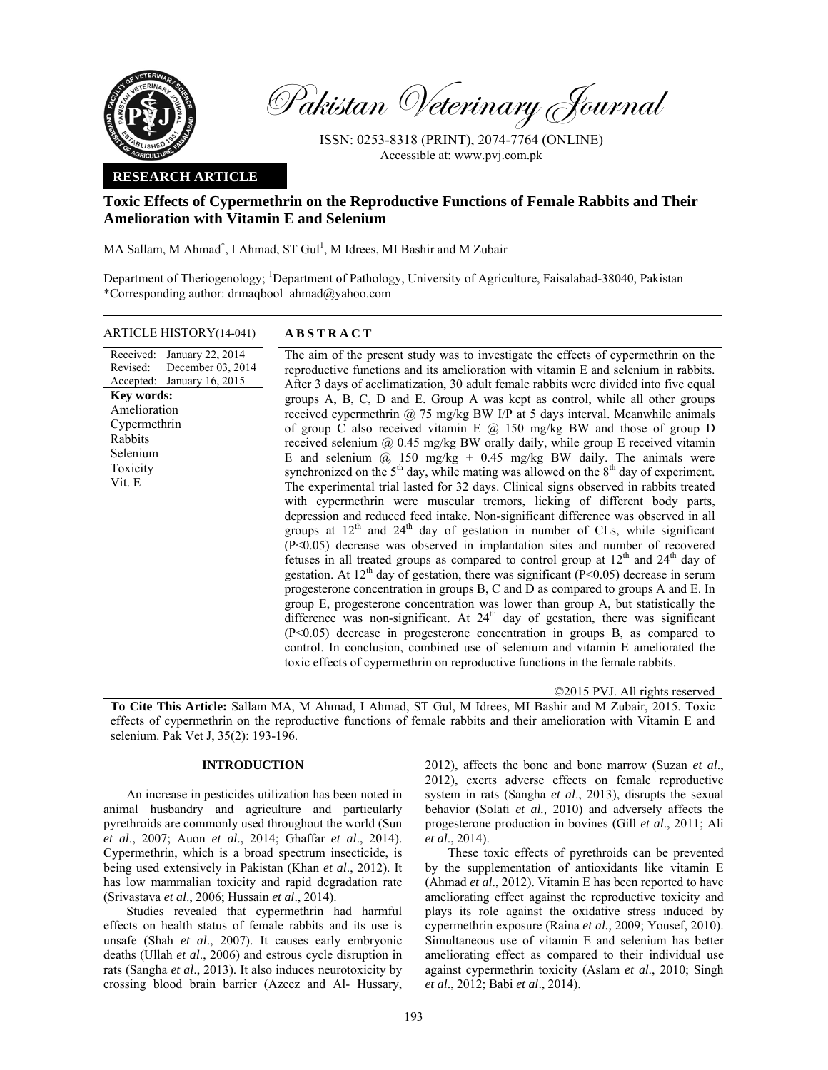# Pakistan Veterinary Journal

ISSN: 0253-8318 (PRINT), 2074-7764 (ONLINE)
Accessible at: www.pvj.com.pk

**RESEARCH ARTICLE**

## Toxic Effects of Cypermethrin on the Reproductive Functions of Female Rabbits and Their Amelioration with Vitamin E and Selenium

MA Sallam, M Ahmad*, I Ahmad, ST Gul[1], M Idrees, MI Bashir and M Zubair

Department of Theriogenology; [1]Department of Pathology, University of Agriculture, Faisalabad-38040, Pakistan
*Corresponding author: drmaqbool_ahmad@yahoo.com

**ARTICLE HISTORY** (14-041)

Received: January 22, 2014
Revised: December 03, 2014
Accepted: January 16, 2015

**Key words:**
Amelioration
Cypermethrin
Rabbits
Selenium
Toxicity
Vit. E

### ABSTRACT

The aim of the present study was to investigate the effects of cypermethrin on the reproductive functions and its amelioration with vitamin E and selenium in rabbits. After 3 days of acclimatization, 30 adult female rabbits were divided into five equal groups A, B, C, D and E. Group A was kept as control, while all other groups received cypermethrin @ 75 mg/kg BW I/P at 5 days interval. Meanwhile animals of group C also received vitamin E @ 150 mg/kg BW and those of group D received selenium @ 0.45 mg/kg BW orally daily, while group E received vitamin E and selenium @ 150 mg/kg + 0.45 mg/kg BW daily. The animals were synchronized on the 5$^{th}$ day, while mating was allowed on the 8$^{th}$ day of experiment. The experimental trial lasted for 32 days. Clinical signs observed in rabbits treated with cypermethrin were muscular tremors, licking of different body parts, depression and reduced feed intake. Non-significant difference was observed in all groups at 12$^{th}$ and 24$^{th}$ day of gestation in number of CLs, while significant ($P<0.05$) decrease was observed in implantation sites and number of recovered fetuses in all treated groups as compared to control group at 12$^{th}$ and 24$^{th}$ day of gestation. At 12$^{th}$ day of gestation, there was significant ($P<0.05$) decrease in serum progesterone concentration in groups B, C and D as compared to groups A and E. In group E, progesterone concentration was lower than group A, but statistically the difference was non-significant. At 24$^{th}$ day of gestation, there was significant ($P<0.05$) decrease in progesterone concentration in groups B, as compared to control. In conclusion, combined use of selenium and vitamin E ameliorated the toxic effects of cypermethrin on reproductive functions in the female rabbits.

©2015 PVJ. All rights reserved

**To Cite This Article:** Sallam MA, M Ahmad, I Ahmad, ST Gul, M Idrees, MI Bashir and M Zubair, 2015. Toxic effects of cypermethrin on the reproductive functions of female rabbits and their amelioration with Vitamin E and selenium. Pak Vet J, 35(2): 193-196.

## INTRODUCTION

An increase in pesticides utilization has been noted in animal husbandry and agriculture and particularly pyrethroids are commonly used throughout the world (Sun *et al*., 2007; Auon *et al*., 2014; Ghaffar *et al*., 2014). Cypermethrin, which is a broad spectrum insecticide, is being used extensively in Pakistan (Khan *et al*., 2012). It has low mammalian toxicity and rapid degradation rate (Srivastava *et al*., 2006; Hussain *et al*., 2014).

Studies revealed that cypermethrin had harmful effects on health status of female rabbits and its use is unsafe (Shah *et al*., 2007). It causes early embryonic deaths (Ullah *et al*., 2006) and estrous cycle disruption in rats (Sangha *et al*., 2013). It also induces neurotoxicity by crossing blood brain barrier (Azeez and Al- Hussary, 2012), affects the bone and bone marrow (Suzan *et al*., 2012), exerts adverse effects on female reproductive system in rats (Sangha *et al*., 2013), disrupts the sexual behavior (Solati *et al.,* 2010) and adversely affects the progesterone production in bovines (Gill *et al*., 2011; Ali *et al*., 2014).

These toxic effects of pyrethroids can be prevented by the supplementation of antioxidants like vitamin E (Ahmad *et al*., 2012). Vitamin E has been reported to have ameliorating effect against the reproductive toxicity and plays its role against the oxidative stress induced by cypermethrin exposure (Raina *et al.,* 2009; Yousef, 2010). Simultaneous use of vitamin E and selenium has better ameliorating effect as compared to their individual use against cypermethrin toxicity (Aslam *et al*., 2010; Singh *et al*., 2012; Babi *et al*., 2014).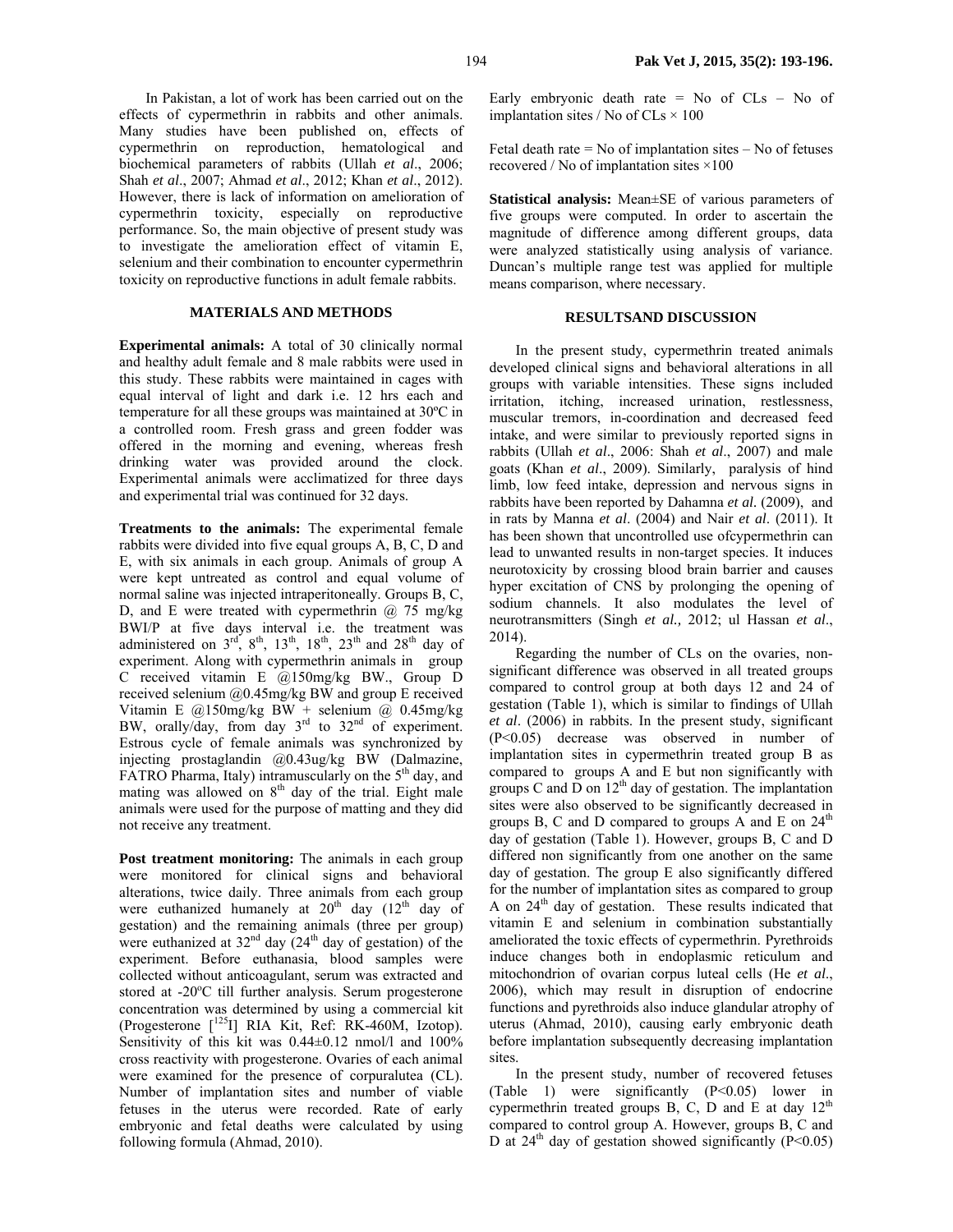In Pakistan, a lot of work has been carried out on the effects of cypermethrin in rabbits and other animals. Many studies have been published on, effects of cypermethrin on reproduction, hematological and biochemical parameters of rabbits (Ullah *et al*., 2006; Shah *et al*., 2007; Ahmad *et al*., 2012; Khan *et al*., 2012). However, there is lack of information on amelioration of cypermethrin toxicity, especially on reproductive performance. So, the main objective of present study was to investigate the amelioration effect of vitamin E, selenium and their combination to encounter cypermethrin toxicity on reproductive functions in adult female rabbits.

## MATERIALS AND METHODS

**Experimental animals:** A total of 30 clinically normal and healthy adult female and 8 male rabbits were used in this study. These rabbits were maintained in cages with equal interval of light and dark i.e. 12 hrs each and temperature for all these groups was maintained at 30ºC in a controlled room. Fresh grass and green fodder was offered in the morning and evening, whereas fresh drinking water was provided around the clock. Experimental animals were acclimatized for three days and experimental trial was continued for 32 days.

**Treatments to the animals:** The experimental female rabbits were divided into five equal groups A, B, C, D and E, with six animals in each group. Animals of group A were kept untreated as control and equal volume of normal saline was injected intraperitoneally. Groups B, C, D, and E were treated with cypermethrin @ 75 mg/kg BWI/P at five days interval i.e. the treatment was administered on 3rd, 8th, 13th, 18th, 23th and 28th day of experiment. Along with cypermethrin animals in group C received vitamin E @150mg/kg BW., Group D received selenium @0.45mg/kg BW and group E received Vitamin E @150mg/kg BW + selenium @ 0.45mg/kg BW, orally/day, from day 3rd to 32nd of experiment. Estrous cycle of female animals was synchronized by injecting prostaglandin @0.43ug/kg BW (Dalmazine, FATRO Pharma, Italy) intramuscularly on the 5th day, and mating was allowed on 8th day of the trial. Eight male animals were used for the purpose of matting and they did not receive any treatment.

**Post treatment monitoring:** The animals in each group were monitored for clinical signs and behavioral alterations, twice daily. Three animals from each group were euthanized humanely at 20th day (12th day of gestation) and the remaining animals (three per group) were euthanized at 32nd day (24th day of gestation) of the experiment. Before euthanasia, blood samples were collected without anticoagulant, serum was extracted and stored at -20ºC till further analysis. Serum progesterone concentration was determined by using a commercial kit (Progesterone [$^{125}$I] RIA Kit, Ref: RK-460M, Izotop). Sensitivity of this kit was 0.44±0.12 nmol/l and 100% cross reactivity with progesterone. Ovaries of each animal were examined for the presence of corpuralutea (CL). Number of implantation sites and number of viable fetuses in the uterus were recorded. Rate of early embryonic and fetal deaths were calculated by using following formula (Ahmad, 2010).

Early embryonic death rate = No of CLs – No of implantation sites / No of CLs × 100

Fetal death rate = No of implantation sites – No of fetuses recovered / No of implantation sites ×100

**Statistical analysis:** Mean±SE of various parameters of five groups were computed. In order to ascertain the magnitude of difference among different groups, data were analyzed statistically using analysis of variance. Duncan's multiple range test was applied for multiple means comparison, where necessary.

## RESULTSAND DISCUSSION

In the present study, cypermethrin treated animals developed clinical signs and behavioral alterations in all groups with variable intensities. These signs included irritation, itching, increased urination, restlessness, muscular tremors, in-coordination and decreased feed intake, and were similar to previously reported signs in rabbits (Ullah *et al*., 2006: Shah *et al*., 2007) and male goats (Khan *et al*., 2009). Similarly, paralysis of hind limb, low feed intake, depression and nervous signs in rabbits have been reported by Dahamna *et al.* (2009), and in rats by Manna *et al*. (2004) and Nair *et al*. (2011). It has been shown that uncontrolled use ofcypermethrin can lead to unwanted results in non-target species. It induces neurotoxicity by crossing blood brain barrier and causes hyper excitation of CNS by prolonging the opening of sodium channels. It also modulates the level of neurotransmitters (Singh *et al.,* 2012; ul Hassan *et al*., 2014).

Regarding the number of CLs on the ovaries, non-significant difference was observed in all treated groups compared to control group at both days 12 and 24 of gestation (Table 1), which is similar to findings of Ullah *et al*. (2006) in rabbits. In the present study, significant ($P<0.05$) decrease was observed in number of implantation sites in cypermethrin treated group B as compared to groups A and E but non significantly with groups C and D on 12th day of gestation. The implantation sites were also observed to be significantly decreased in groups B, C and D compared to groups A and E on 24th day of gestation (Table 1). However, groups B, C and D differed non significantly from one another on the same day of gestation. The group E also significantly differed for the number of implantation sites as compared to group A on 24th day of gestation. These results indicated that vitamin E and selenium in combination substantially ameliorated the toxic effects of cypermethrin. Pyrethroids induce changes both in endoplasmic reticulum and mitochondrion of ovarian corpus luteal cells (He *et al*., 2006), which may result in disruption of endocrine functions and pyrethroids also induce glandular atrophy of uterus (Ahmad, 2010), causing early embryonic death before implantation subsequently decreasing implantation sites.

In the present study, number of recovered fetuses (Table 1) were significantly ($P<0.05$) lower in cypermethrin treated groups B, C, D and E at day 12th compared to control group A. However, groups B, C and D at 24th day of gestation showed significantly ($P<0.05$)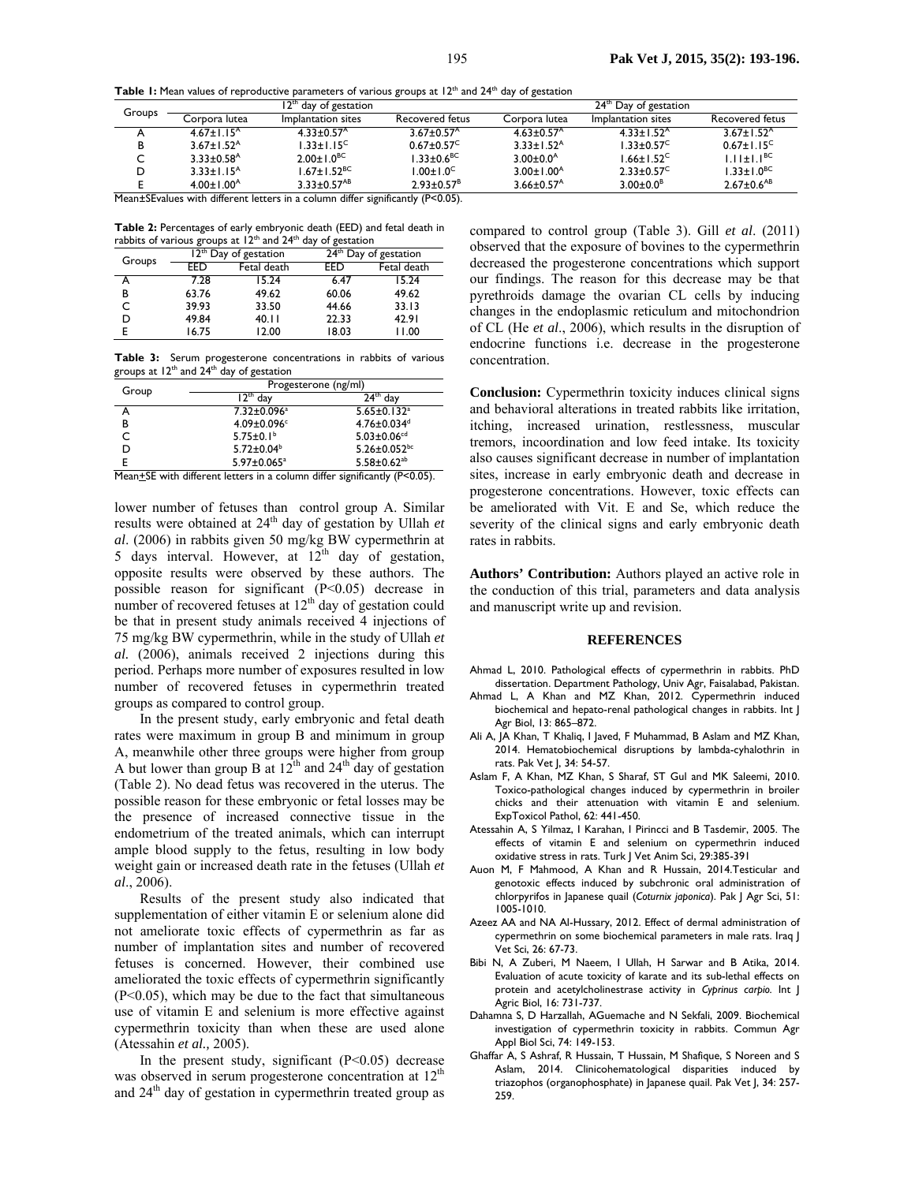**Table 1:** Mean values of reproductive parameters of various groups at 12th and 24th day of gestation

| Groups | 12th day of gestation | | | 24th Day of gestation | | |
|---|---|---|---|---|---|---|
| | Corpora lutea | Implantation sites | Recovered fetus | Corpora lutea | Implantation sites | Recovered fetus |
| A | 4.67±1.15$^{A}$ | 4.33±0.57$^{A}$ | 3.67±0.57$^{A}$ | 4.63±0.57$^{A}$ | 4.33±1.52$^{A}$ | 3.67±1.52$^{A}$ |
| B | 3.67±1.52$^{A}$ | 1.33±1.15$^{C}$ | 0.67±0.57$^{C}$ | 3.33±1.52$^{A}$ | 1.33±0.57$^{C}$ | 0.67±1.15$^{C}$ |
| C | 3.33±0.58$^{A}$ | 2.00±1.0$^{BC}$ | 1.33±0.6$^{BC}$ | 3.00±0.0$^{A}$ | 1.66±1.52$^{C}$ | 1.11±1.1$^{BC}$ |
| D | 3.33±1.15$^{A}$ | 1.67±1.52$^{BC}$ | 1.00±1.0$^{C}$ | 3.00±1.00$^{A}$ | 2.33±0.57$^{C}$ | 1.33±1.0$^{BC}$ |
| E | 4.00±1.00$^{A}$ | 3.33±0.57$^{AB}$ | 2.93±0.57$^{B}$ | 3.66±0.57$^{A}$ | 3.00±0.0$^{B}$ | 2.67±0.6$^{AB}$ |

Mean±SEvalues with different letters in a column differ significantly (P<0.05).

**Table 2:** Percentages of early embryonic death (EED) and fetal death in rabbits of various groups at 12th and 24th day of gestation

| Groups | 12th Day of gestation | | 24th Day of gestation | |
|---|---|---|---|---|
| | EED | Fetal death | EED | Fetal death |
| A | 7.28 | 15.24 | 6.47 | 15.24 |
| B | 63.76 | 49.62 | 60.06 | 49.62 |
| C | 39.93 | 33.50 | 44.66 | 33.13 |
| D | 49.84 | 40.11 | 22.33 | 42.91 |
| E | 16.75 | 12.00 | 18.03 | 11.00 |

**Table 3:** Serum progesterone concentrations in rabbits of various groups at 12th and 24th day of gestation

| Group | Progesterone (ng/ml) | |
|---|---|---|
| | 12th day | 24th day |
| A | 7.32±0.096$^{a}$ | 5.65±0.132$^{a}$ |
| B | 4.09±0.096$^{c}$ | 4.76±0.034$^{d}$ |
| C | 5.75±0.1$^{b}$ | 5.03±0.06$^{cd}$ |
| D | 5.72±0.04$^{b}$ | 5.26±0.052$^{bc}$ |
| E | 5.97±0.065$^{a}$ | 5.58±0.62$^{ab}$ |

Mean±SE with different letters in a column differ significantly (P<0.05).

lower number of fetuses than control group A. Similar results were obtained at 24th day of gestation by Ullah *et al*. (2006) in rabbits given 50 mg/kg BW cypermethrin at 5 days interval. However, at 12th day of gestation, opposite results were observed by these authors. The possible reason for significant (P<0.05) decrease in number of recovered fetuses at 12th day of gestation could be that in present study animals received 4 injections of 75 mg/kg BW cypermethrin, while in the study of Ullah *et al.* (2006), animals received 2 injections during this period. Perhaps more number of exposures resulted in low number of recovered fetuses in cypermethrin treated groups as compared to control group.

In the present study, early embryonic and fetal death rates were maximum in group B and minimum in group A, meanwhile other three groups were higher from group A but lower than group B at 12th and 24th day of gestation (Table 2). No dead fetus was recovered in the uterus. The possible reason for these embryonic or fetal losses may be the presence of increased connective tissue in the endometrium of the treated animals, which can interrupt ample blood supply to the fetus, resulting in low body weight gain or increased death rate in the fetuses (Ullah *et al*., 2006).

Results of the present study also indicated that supplementation of either vitamin E or selenium alone did not ameliorate toxic effects of cypermethrin as far as number of implantation sites and number of recovered fetuses is concerned. However, their combined use ameliorated the toxic effects of cypermethrin significantly (P<0.05), which may be due to the fact that simultaneous use of vitamin E and selenium is more effective against cypermethrin toxicity than when these are used alone (Atessahin *et al.,* 2005).

In the present study, significant (P<0.05) decrease was observed in serum progesterone concentration at 12th and 24th day of gestation in cypermethrin treated group as compared to control group (Table 3). Gill *et al*. (2011) observed that the exposure of bovines to the cypermethrin decreased the progesterone concentrations which support our findings. The reason for this decrease may be that pyrethroids damage the ovarian CL cells by inducing changes in the endoplasmic reticulum and mitochondrion of CL (He *et al*., 2006), which results in the disruption of endocrine functions i.e. decrease in the progesterone concentration.

**Conclusion:** Cypermethrin toxicity induces clinical signs and behavioral alterations in treated rabbits like irritation, itching, increased urination, restlessness, muscular tremors, incoordination and low feed intake. Its toxicity also causes significant decrease in number of implantation sites, increase in early embryonic death and decrease in progesterone concentrations. However, toxic effects can be ameliorated with Vit. E and Se, which reduce the severity of the clinical signs and early embryonic death rates in rabbits.

**Authors' Contribution:** Authors played an active role in the conduction of this trial, parameters and data analysis and manuscript write up and revision.

## REFERENCES

Ahmad L, 2010. Pathological effects of cypermethrin in rabbits. PhD dissertation. Department Pathology, Univ Agr, Faisalabad, Pakistan.

Ahmad L, A Khan and MZ Khan, 2012. Cypermethrin induced biochemical and hepato-renal pathological changes in rabbits. Int J Agr Biol, 13: 865–872.

Ali A, JA Khan, T Khaliq, I Javed, F Muhammad, B Aslam and MZ Khan, 2014. Hematobiochemical disruptions by lambda-cyhalothrin in rats. Pak Vet J, 34: 54-57.

Aslam F, A Khan, MZ Khan, S Sharaf, ST Gul and MK Saleemi, 2010. Toxico-pathological changes induced by cypermethrin in broiler chicks and their attenuation with vitamin E and selenium. ExpToxicol Pathol, 62: 441-450.

Atessahin A, S Yilmaz, I Karahan, I Pirincci and B Tasdemir, 2005. The effects of vitamin E and selenium on cypermethrin induced oxidative stress in rats. Turk J Vet Anim Sci, 29:385-391

Auon M, F Mahmood, A Khan and R Hussain, 2014.Testicular and genotoxic effects induced by subchronic oral administration of chlorpyrifos in Japanese quail (*Coturnix japonica*). Pak J Agr Sci, 51: 1005-1010.

Azeez AA and NA Al-Hussary, 2012. Effect of dermal administration of cypermethrin on some biochemical parameters in male rats. Iraq J Vet Sci, 26: 67-73.

Bibi N, A Zuberi, M Naeem, I Ullah, H Sarwar and B Atika, 2014. Evaluation of acute toxicity of karate and its sub-lethal effects on protein and acetylcholinestrase activity in *Cyprinus carpio*. Int J Agric Biol, 16: 731-737.

Dahamna S, D Harzallah, AGuemache and N Sekfali, 2009. Biochemical investigation of cypermethrin toxicity in rabbits. Commun Agr Appl Biol Sci, 74: 149-153.

Ghaffar A, S Ashraf, R Hussain, T Hussain, M Shafique, S Noreen and S Aslam, 2014. Clinicohematological disparities induced by triazophos (organophosphate) in Japanese quail. Pak Vet J, 34: 257-259.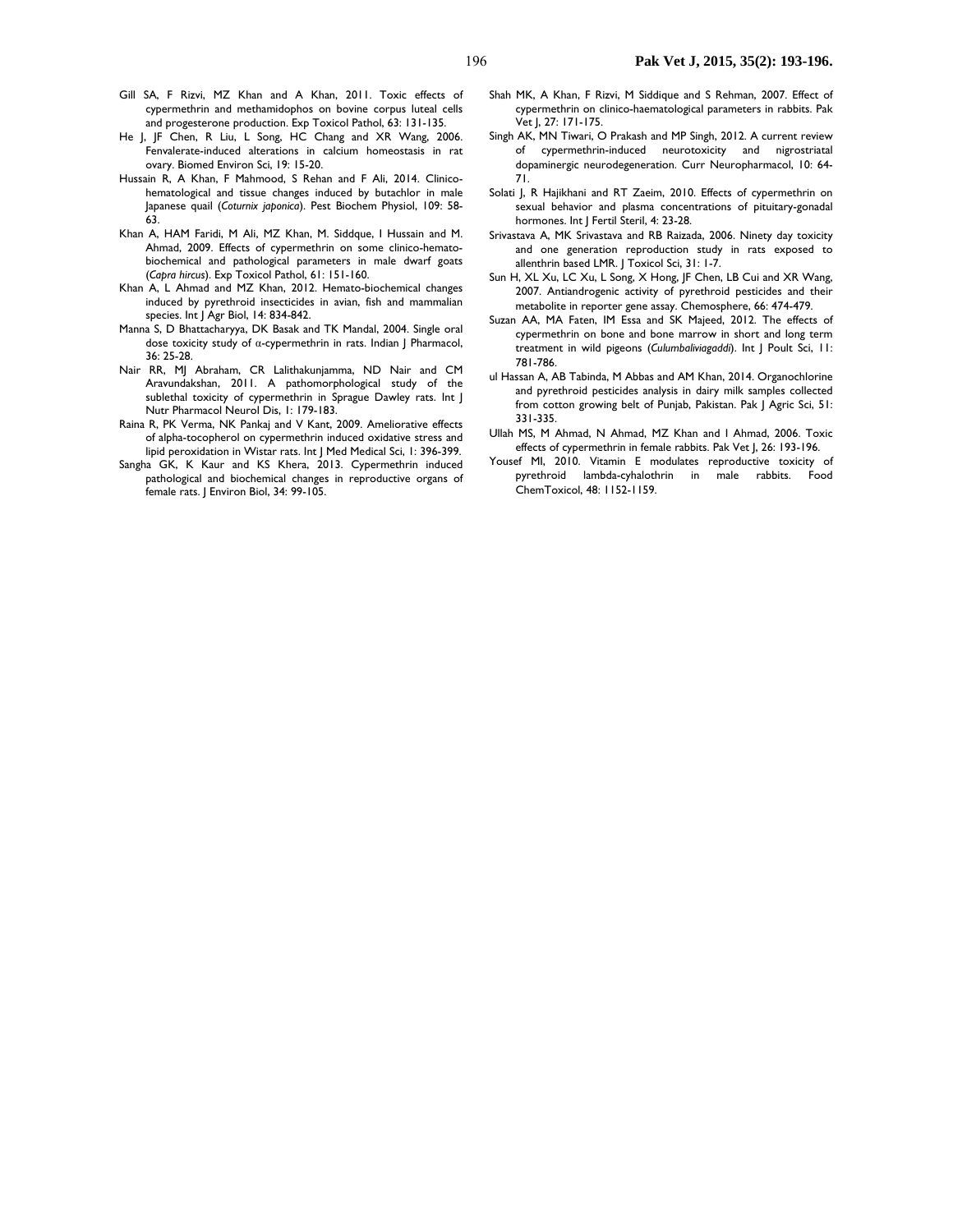Gill SA, F Rizvi, MZ Khan and A Khan, 2011. Toxic effects of cypermethrin and methamidophos on bovine corpus luteal cells and progesterone production. Exp Toxicol Pathol, 63: 131-135.

He J, JF Chen, R Liu, L Song, HC Chang and XR Wang, 2006. Fenvalerate-induced alterations in calcium homeostasis in rat ovary. Biomed Environ Sci, 19: 15-20.

Hussain R, A Khan, F Mahmood, S Rehan and F Ali, 2014. Clinico-hematological and tissue changes induced by butachlor in male Japanese quail (*Coturnix japonica*). Pest Biochem Physiol, 109: 58-63.

Khan A, HAM Faridi, M Ali, MZ Khan, M. Siddque, I Hussain and M. Ahmad, 2009. Effects of cypermethrin on some clinico-hemato-biochemical and pathological parameters in male dwarf goats (*Capra hircus*). Exp Toxicol Pathol, 61: 151-160.

Khan A, L Ahmad and MZ Khan, 2012. Hemato-biochemical changes induced by pyrethroid insecticides in avian, fish and mammalian species. Int J Agr Biol, 14: 834-842.

Manna S, D Bhattacharyya, DK Basak and TK Mandal, 2004. Single oral dose toxicity study of α-cypermethrin in rats. Indian J Pharmacol, 36: 25-28.

Nair RR, MJ Abraham, CR Lalithakunjamma, ND Nair and CM Aravundakshan, 2011. A pathomorphological study of the sublethal toxicity of cypermethrin in Sprague Dawley rats. Int J Nutr Pharmacol Neurol Dis, 1: 179-183.

Raina R, PK Verma, NK Pankaj and V Kant, 2009. Ameliorative effects of alpha-tocopherol on cypermethrin induced oxidative stress and lipid peroxidation in Wistar rats. Int J Med Medical Sci, 1: 396-399.

Sangha GK, K Kaur and KS Khera, 2013. Cypermethrin induced pathological and biochemical changes in reproductive organs of female rats. J Environ Biol, 34: 99-105.

Shah MK, A Khan, F Rizvi, M Siddique and S Rehman, 2007. Effect of cypermethrin on clinico-haematological parameters in rabbits. Pak Vet J, 27: 171-175.

Singh AK, MN Tiwari, O Prakash and MP Singh, 2012. A current review of cypermethrin-induced neurotoxicity and nigrostriatal dopaminergic neurodegeneration. Curr Neuropharmacol, 10: 64-71.

Solati J, R Hajikhani and RT Zaeim, 2010. Effects of cypermethrin on sexual behavior and plasma concentrations of pituitary-gonadal hormones. Int J Fertil Steril, 4: 23-28.

Srivastava A, MK Srivastava and RB Raizada, 2006. Ninety day toxicity and one generation reproduction study in rats exposed to allenthrin based LMR. J Toxicol Sci, 31: 1-7.

Sun H, XL Xu, LC Xu, L Song, X Hong, JF Chen, LB Cui and XR Wang, 2007. Antiandrogenic activity of pyrethroid pesticides and their metabolite in reporter gene assay. Chemosphere, 66: 474-479.

Suzan AA, MA Faten, IM Essa and SK Majeed, 2012. The effects of cypermethrin on bone and bone marrow in short and long term treatment in wild pigeons (*Culumbaliviagaddi*). Int J Poult Sci, 11: 781-786.

ul Hassan A, AB Tabinda, M Abbas and AM Khan, 2014. Organochlorine and pyrethroid pesticides analysis in dairy milk samples collected from cotton growing belt of Punjab, Pakistan. Pak J Agric Sci, 51: 331-335.

Ullah MS, M Ahmad, N Ahmad, MZ Khan and I Ahmad, 2006. Toxic effects of cypermethrin in female rabbits. Pak Vet J, 26: 193-196.

Yousef MI, 2010. Vitamin E modulates reproductive toxicity of pyrethroid lambda-cyhalothrin in male rabbits. Food ChemToxicol, 48: 1152-1159.